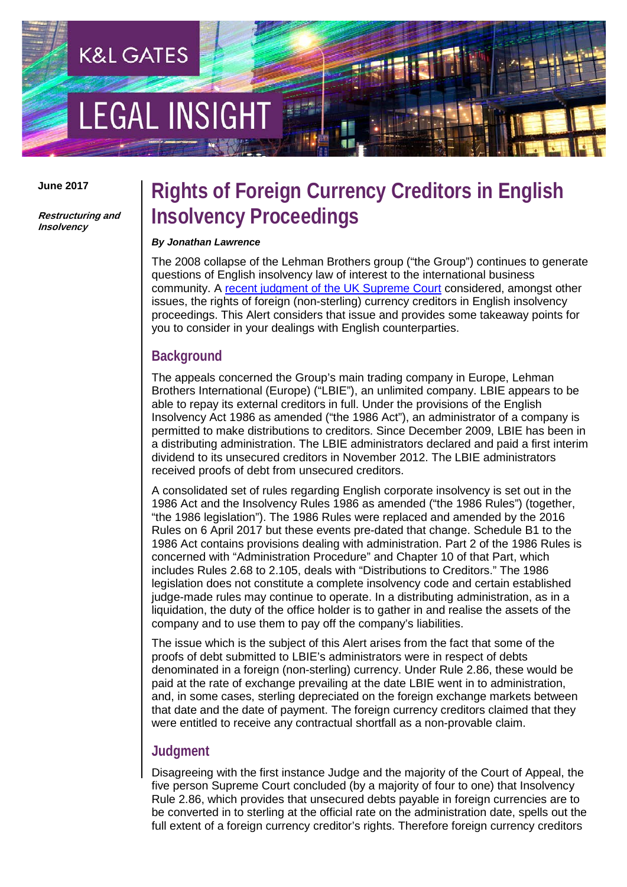K&L GATES

LEGAL INSIGHT

**June 2017**

***Restructuring and Insolvency***

# Rights of Foreign Currency Creditors in English Insolvency Proceedings

***By Jonathan Lawrence***

The 2008 collapse of the Lehman Brothers group ("the Group") continues to generate questions of English insolvency law of interest to the international business community. A recent judgment of the UK Supreme Court considered, amongst other issues, the rights of foreign (non-sterling) currency creditors in English insolvency proceedings. This Alert considers that issue and provides some takeaway points for you to consider in your dealings with English counterparties.

## Background

The appeals concerned the Group's main trading company in Europe, Lehman Brothers International (Europe) ("LBIE"), an unlimited company. LBIE appears to be able to repay its external creditors in full. Under the provisions of the English Insolvency Act 1986 as amended ("the 1986 Act"), an administrator of a company is permitted to make distributions to creditors. Since December 2009, LBIE has been in a distributing administration. The LBIE administrators declared and paid a first interim dividend to its unsecured creditors in November 2012. The LBIE administrators received proofs of debt from unsecured creditors.

A consolidated set of rules regarding English corporate insolvency is set out in the 1986 Act and the Insolvency Rules 1986 as amended ("the 1986 Rules") (together, "the 1986 legislation"). The 1986 Rules were replaced and amended by the 2016 Rules on 6 April 2017 but these events pre-dated that change. Schedule B1 to the 1986 Act contains provisions dealing with administration. Part 2 of the 1986 Rules is concerned with "Administration Procedure" and Chapter 10 of that Part, which includes Rules 2.68 to 2.105, deals with "Distributions to Creditors." The 1986 legislation does not constitute a complete insolvency code and certain established judge-made rules may continue to operate. In a distributing administration, as in a liquidation, the duty of the office holder is to gather in and realise the assets of the company and to use them to pay off the company's liabilities.

The issue which is the subject of this Alert arises from the fact that some of the proofs of debt submitted to LBIE's administrators were in respect of debts denominated in a foreign (non-sterling) currency. Under Rule 2.86, these would be paid at the rate of exchange prevailing at the date LBIE went in to administration, and, in some cases, sterling depreciated on the foreign exchange markets between that date and the date of payment. The foreign currency creditors claimed that they were entitled to receive any contractual shortfall as a non-provable claim.

## Judgment

Disagreeing with the first instance Judge and the majority of the Court of Appeal, the five person Supreme Court concluded (by a majority of four to one) that Insolvency Rule 2.86, which provides that unsecured debts payable in foreign currencies are to be converted in to sterling at the official rate on the administration date, spells out the full extent of a foreign currency creditor's rights. Therefore foreign currency creditors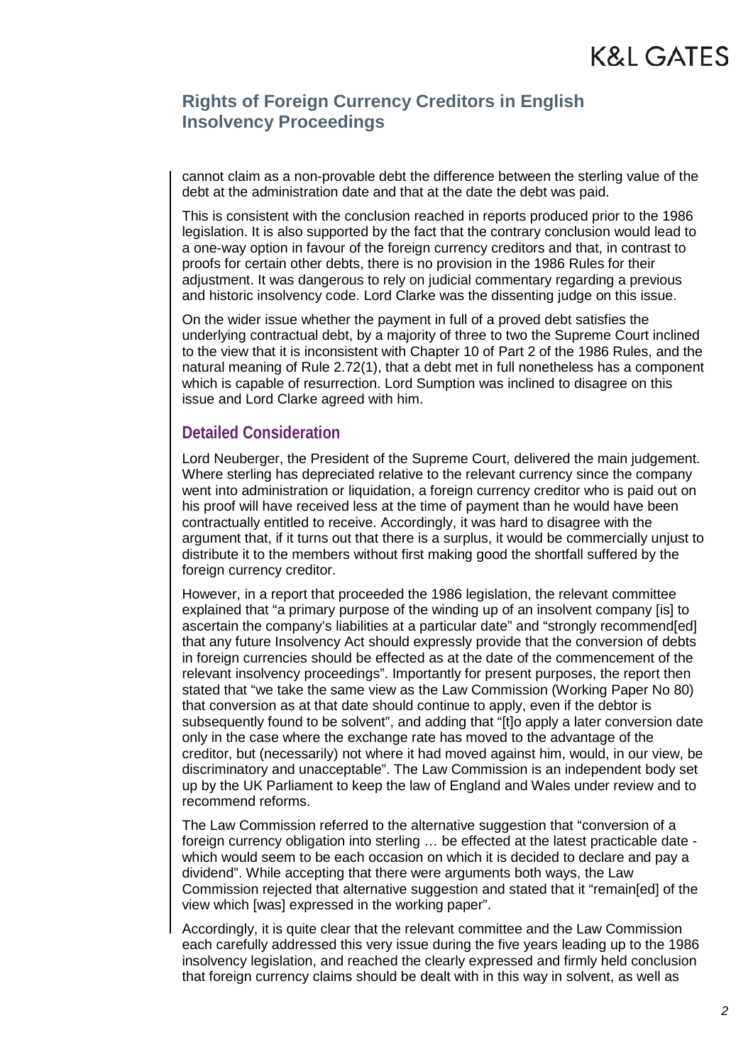cannot claim as a non-provable debt the difference between the sterling value of the debt at the administration date and that at the date the debt was paid.

This is consistent with the conclusion reached in reports produced prior to the 1986 legislation. It is also supported by the fact that the contrary conclusion would lead to a one-way option in favour of the foreign currency creditors and that, in contrast to proofs for certain other debts, there is no provision in the 1986 Rules for their adjustment. It was dangerous to rely on judicial commentary regarding a previous and historic insolvency code. Lord Clarke was the dissenting judge on this issue.

On the wider issue whether the payment in full of a proved debt satisfies the underlying contractual debt, by a majority of three to two the Supreme Court inclined to the view that it is inconsistent with Chapter 10 of Part 2 of the 1986 Rules, and the natural meaning of Rule 2.72(1), that a debt met in full nonetheless has a component which is capable of resurrection. Lord Sumption was inclined to disagree on this issue and Lord Clarke agreed with him.

## Detailed Consideration

Lord Neuberger, the President of the Supreme Court, delivered the main judgement. Where sterling has depreciated relative to the relevant currency since the company went into administration or liquidation, a foreign currency creditor who is paid out on his proof will have received less at the time of payment than he would have been contractually entitled to receive. Accordingly, it was hard to disagree with the argument that, if it turns out that there is a surplus, it would be commercially unjust to distribute it to the members without first making good the shortfall suffered by the foreign currency creditor.

However, in a report that proceeded the 1986 legislation, the relevant committee explained that "a primary purpose of the winding up of an insolvent company [is] to ascertain the company's liabilities at a particular date" and "strongly recommend[ed] that any future Insolvency Act should expressly provide that the conversion of debts in foreign currencies should be effected as at the date of the commencement of the relevant insolvency proceedings". Importantly for present purposes, the report then stated that "we take the same view as the Law Commission (Working Paper No 80) that conversion as at that date should continue to apply, even if the debtor is subsequently found to be solvent", and adding that "[t]o apply a later conversion date only in the case where the exchange rate has moved to the advantage of the creditor, but (necessarily) not where it had moved against him, would, in our view, be discriminatory and unacceptable". The Law Commission is an independent body set up by the UK Parliament to keep the law of England and Wales under review and to recommend reforms.

The Law Commission referred to the alternative suggestion that "conversion of a foreign currency obligation into sterling … be effected at the latest practicable date - which would seem to be each occasion on which it is decided to declare and pay a dividend". While accepting that there were arguments both ways, the Law Commission rejected that alternative suggestion and stated that it "remain[ed] of the view which [was] expressed in the working paper".

Accordingly, it is quite clear that the relevant committee and the Law Commission each carefully addressed this very issue during the five years leading up to the 1986 insolvency legislation, and reached the clearly expressed and firmly held conclusion that foreign currency claims should be dealt with in this way in solvent, as well as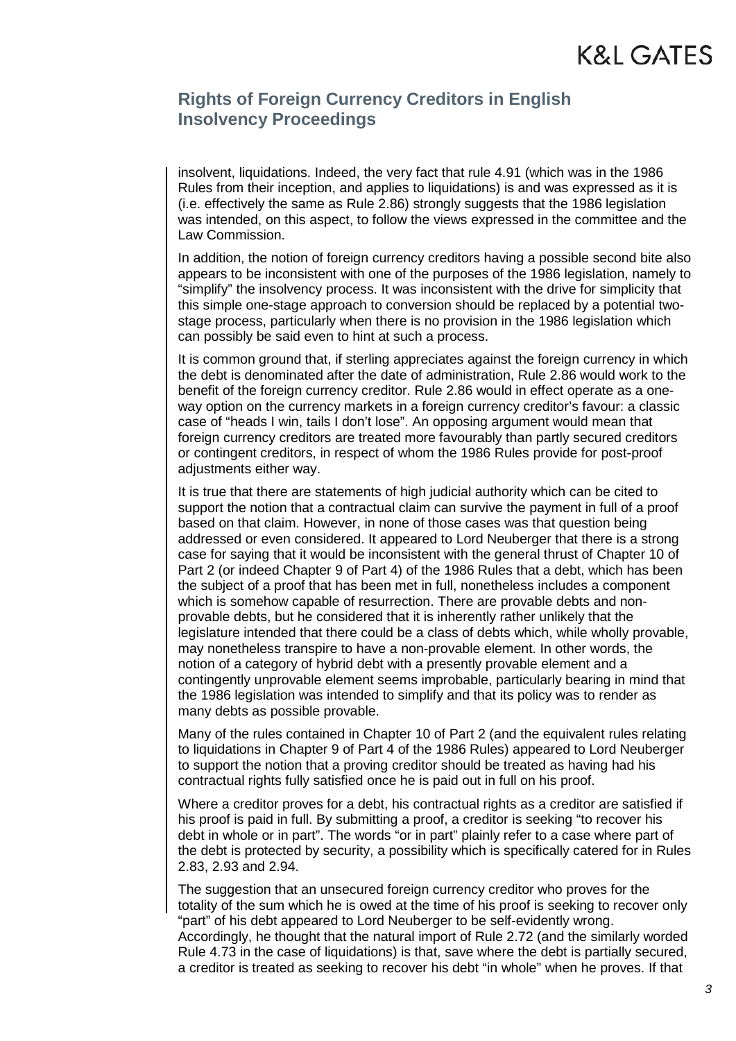insolvent, liquidations. Indeed, the very fact that rule 4.91 (which was in the 1986 Rules from their inception, and applies to liquidations) is and was expressed as it is (i.e. effectively the same as Rule 2.86) strongly suggests that the 1986 legislation was intended, on this aspect, to follow the views expressed in the committee and the Law Commission.

In addition, the notion of foreign currency creditors having a possible second bite also appears to be inconsistent with one of the purposes of the 1986 legislation, namely to "simplify" the insolvency process. It was inconsistent with the drive for simplicity that this simple one-stage approach to conversion should be replaced by a potential two-stage process, particularly when there is no provision in the 1986 legislation which can possibly be said even to hint at such a process.

It is common ground that, if sterling appreciates against the foreign currency in which the debt is denominated after the date of administration, Rule 2.86 would work to the benefit of the foreign currency creditor. Rule 2.86 would in effect operate as a one-way option on the currency markets in a foreign currency creditor's favour: a classic case of "heads I win, tails I don't lose". An opposing argument would mean that foreign currency creditors are treated more favourably than partly secured creditors or contingent creditors, in respect of whom the 1986 Rules provide for post-proof adjustments either way.

It is true that there are statements of high judicial authority which can be cited to support the notion that a contractual claim can survive the payment in full of a proof based on that claim. However, in none of those cases was that question being addressed or even considered. It appeared to Lord Neuberger that there is a strong case for saying that it would be inconsistent with the general thrust of Chapter 10 of Part 2 (or indeed Chapter 9 of Part 4) of the 1986 Rules that a debt, which has been the subject of a proof that has been met in full, nonetheless includes a component which is somehow capable of resurrection. There are provable debts and non-provable debts, but he considered that it is inherently rather unlikely that the legislature intended that there could be a class of debts which, while wholly provable, may nonetheless transpire to have a non-provable element. In other words, the notion of a category of hybrid debt with a presently provable element and a contingently unprovable element seems improbable, particularly bearing in mind that the 1986 legislation was intended to simplify and that its policy was to render as many debts as possible provable.

Many of the rules contained in Chapter 10 of Part 2 (and the equivalent rules relating to liquidations in Chapter 9 of Part 4 of the 1986 Rules) appeared to Lord Neuberger to support the notion that a proving creditor should be treated as having had his contractual rights fully satisfied once he is paid out in full on his proof.

Where a creditor proves for a debt, his contractual rights as a creditor are satisfied if his proof is paid in full. By submitting a proof, a creditor is seeking "to recover his debt in whole or in part". The words "or in part" plainly refer to a case where part of the debt is protected by security, a possibility which is specifically catered for in Rules 2.83, 2.93 and 2.94.

The suggestion that an unsecured foreign currency creditor who proves for the totality of the sum which he is owed at the time of his proof is seeking to recover only "part" of his debt appeared to Lord Neuberger to be self-evidently wrong. Accordingly, he thought that the natural import of Rule 2.72 (and the similarly worded Rule 4.73 in the case of liquidations) is that, save where the debt is partially secured, a creditor is treated as seeking to recover his debt "in whole" when he proves. If that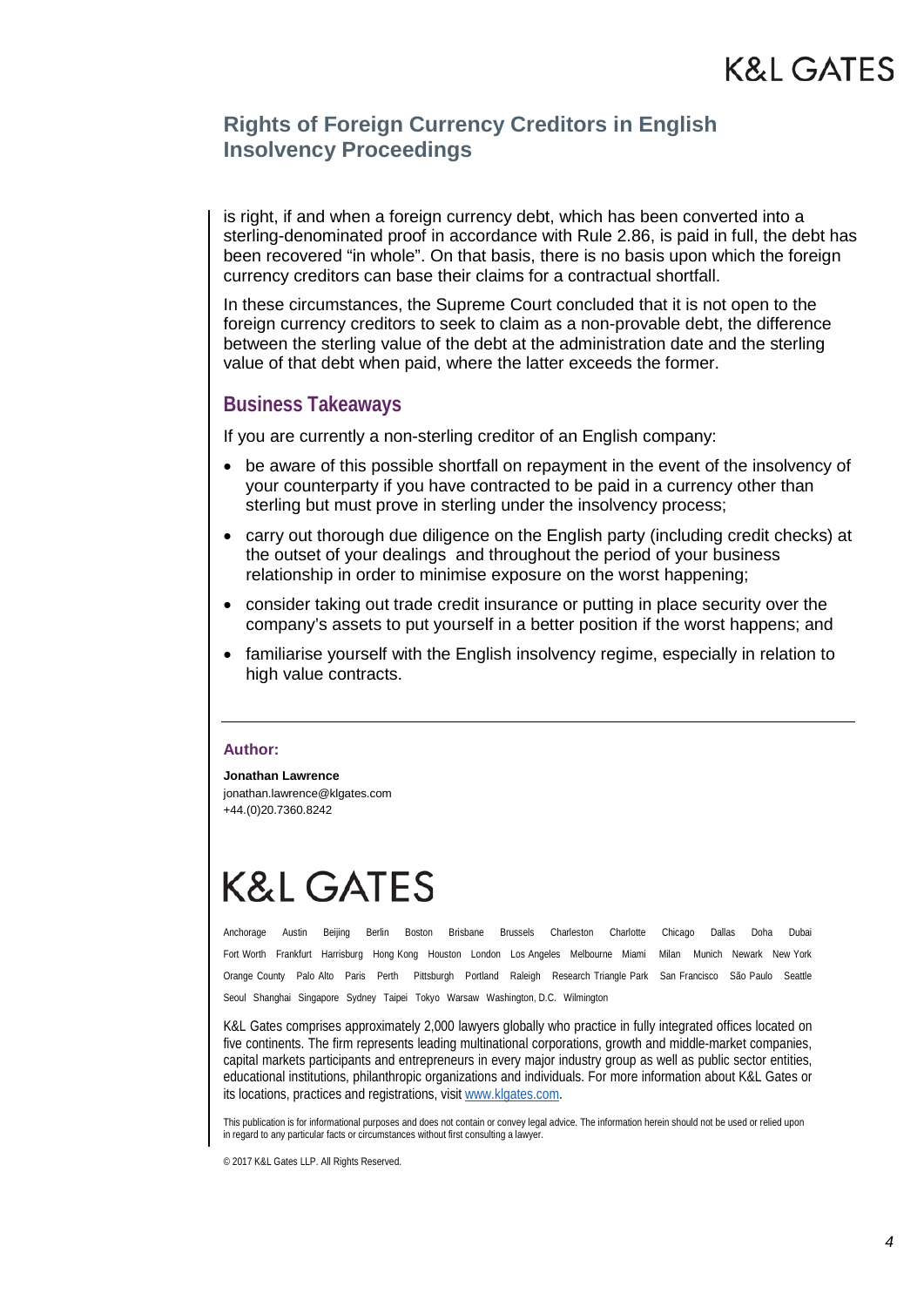is right, if and when a foreign currency debt, which has been converted into a sterling-denominated proof in accordance with Rule 2.86, is paid in full, the debt has been recovered "in whole". On that basis, there is no basis upon which the foreign currency creditors can base their claims for a contractual shortfall.

In these circumstances, the Supreme Court concluded that it is not open to the foreign currency creditors to seek to claim as a non-provable debt, the difference between the sterling value of the debt at the administration date and the sterling value of that debt when paid, where the latter exceeds the former.

## Business Takeaways

If you are currently a non-sterling creditor of an English company:

- be aware of this possible shortfall on repayment in the event of the insolvency of your counterparty if you have contracted to be paid in a currency other than sterling but must prove in sterling under the insolvency process;
- carry out thorough due diligence on the English party (including credit checks) at the outset of your dealings and throughout the period of your business relationship in order to minimise exposure on the worst happening;
- consider taking out trade credit insurance or putting in place security over the company's assets to put yourself in a better position if the worst happens; and
- familiarise yourself with the English insolvency regime, especially in relation to high value contracts.

---

**Author:**

**Jonathan Lawrence**
jonathan.lawrence@klgates.com
+44.(0)20.7360.8242

K&L GATES

Anchorage Austin Beijing Berlin Boston Brisbane Brussels Charleston Charlotte Chicago Dallas Doha Dubai Fort Worth Frankfurt Harrisburg Hong Kong Houston London Los Angeles Melbourne Miami Milan Munich Newark New York Orange County Palo Alto Paris Perth Pittsburgh Portland Raleigh Research Triangle Park San Francisco São Paulo Seattle Seoul Shanghai Singapore Sydney Taipei Tokyo Warsaw Washington, D.C. Wilmington

K&L Gates comprises approximately 2,000 lawyers globally who practice in fully integrated offices located on five continents. The firm represents leading multinational corporations, growth and middle-market companies, capital markets participants and entrepreneurs in every major industry group as well as public sector entities, educational institutions, philanthropic organizations and individuals. For more information about K&L Gates or its locations, practices and registrations, visit www.klgates.com.

This publication is for informational purposes and does not contain or convey legal advice. The information herein should not be used or relied upon in regard to any particular facts or circumstances without first consulting a lawyer.

© 2017 K&L Gates LLP. All Rights Reserved.